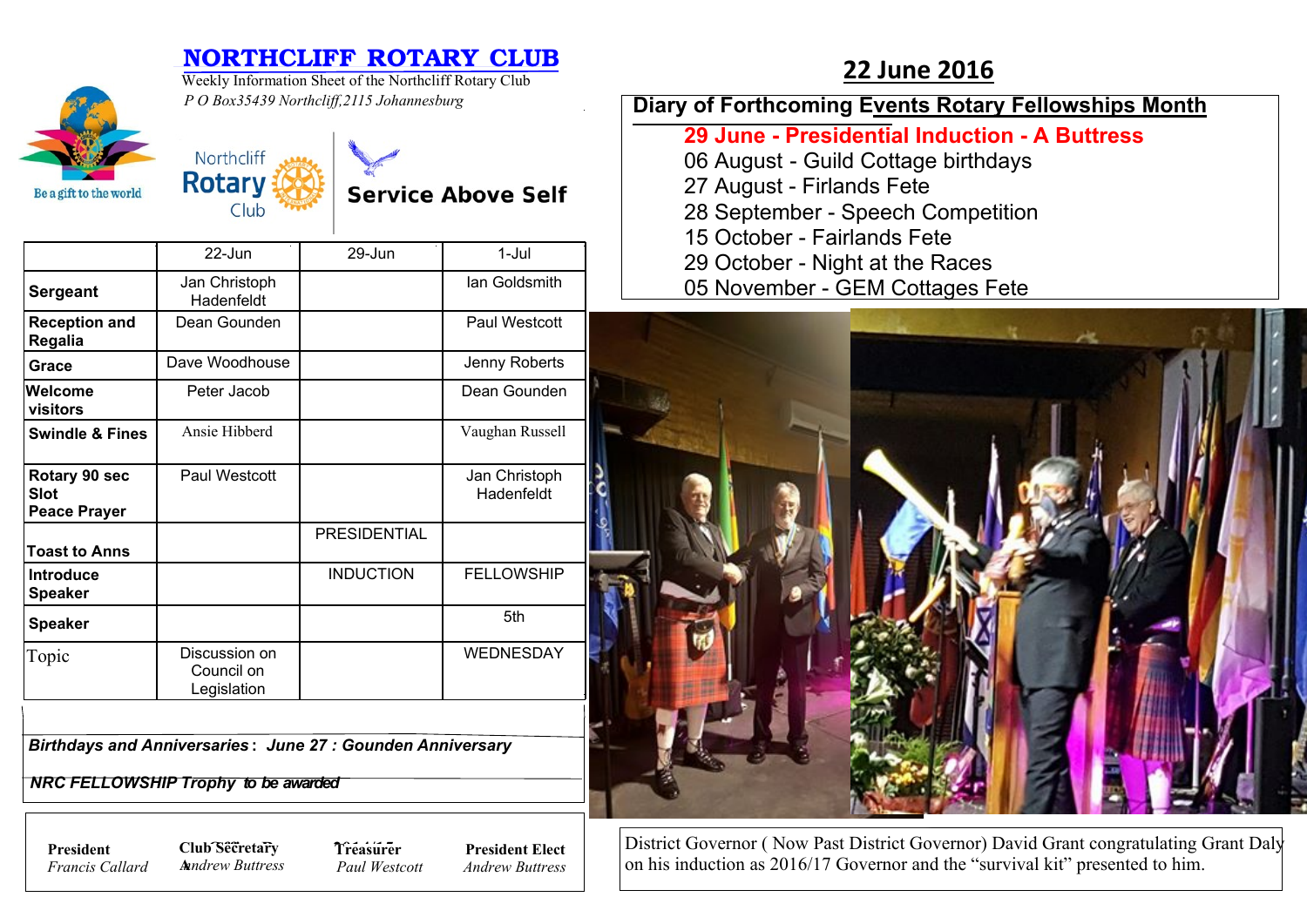# NORTHCLIFF ROTARY CLUB

Weekly Information Sheet of the Northcliff Rotary Club

*P O Box35439 Northcliff,2115 Johannesburg*

Be a gift to the world

Northcliff Rotary Club

**Service Above Self**

## 22 June 2016

| | 22-Jun | 29-Jun | 1-Jul |
|---|---|---|---|
| **Sergeant** | Jan Christoph Hadenfeldt | | Ian Goldsmith |
| **Reception and Regalia** | Dean Gounden | | Paul Westcott |
| **Grace** | Dave Woodhouse | | Jenny Roberts |
| **Welcome visitors** | Peter Jacob | | Dean Gounden |
| **Swindle & Fines** | Ansie Hibberd | | Vaughan Russell |
| **Rotary 90 sec Slot Peace Prayer** | Paul Westcott | | Jan Christoph Hadenfeldt |
| **Toast to Anns** | | PRESIDENTIAL | |
| **Introduce Speaker** | | INDUCTION | FELLOWSHIP |
| **Speaker** | | | 5th |
| Topic | Discussion on Council on Legislation | | WEDNESDAY |

***Birthdays and Anniversaries*: *June 27 : Gounden Anniversary***

***NRC FELLOWSHIP Trophy to be awarded***

| **President** | **Club Secretary** | **Treasurer** | **President Elect** |
|---|---|---|---|
| *Francis Callard* | *Andrew Buttress* | *Paul Westcott* | *Andrew Buttress* |

### Diary of Forthcoming Events Rotary Fellowships Month

**29 June - Presidential Induction - A Buttress**
06 August - Guild Cottage birthdays
27 August - Firlands Fete
28 September - Speech Competition
15 October - Fairlands Fete
29 October - Night at the Races
05 November - GEM Cottages Fete

District Governor ( Now Past District Governor) David Grant congratulating Grant Daly on his induction as 2016/17 Governor and the “survival kit” presented to him.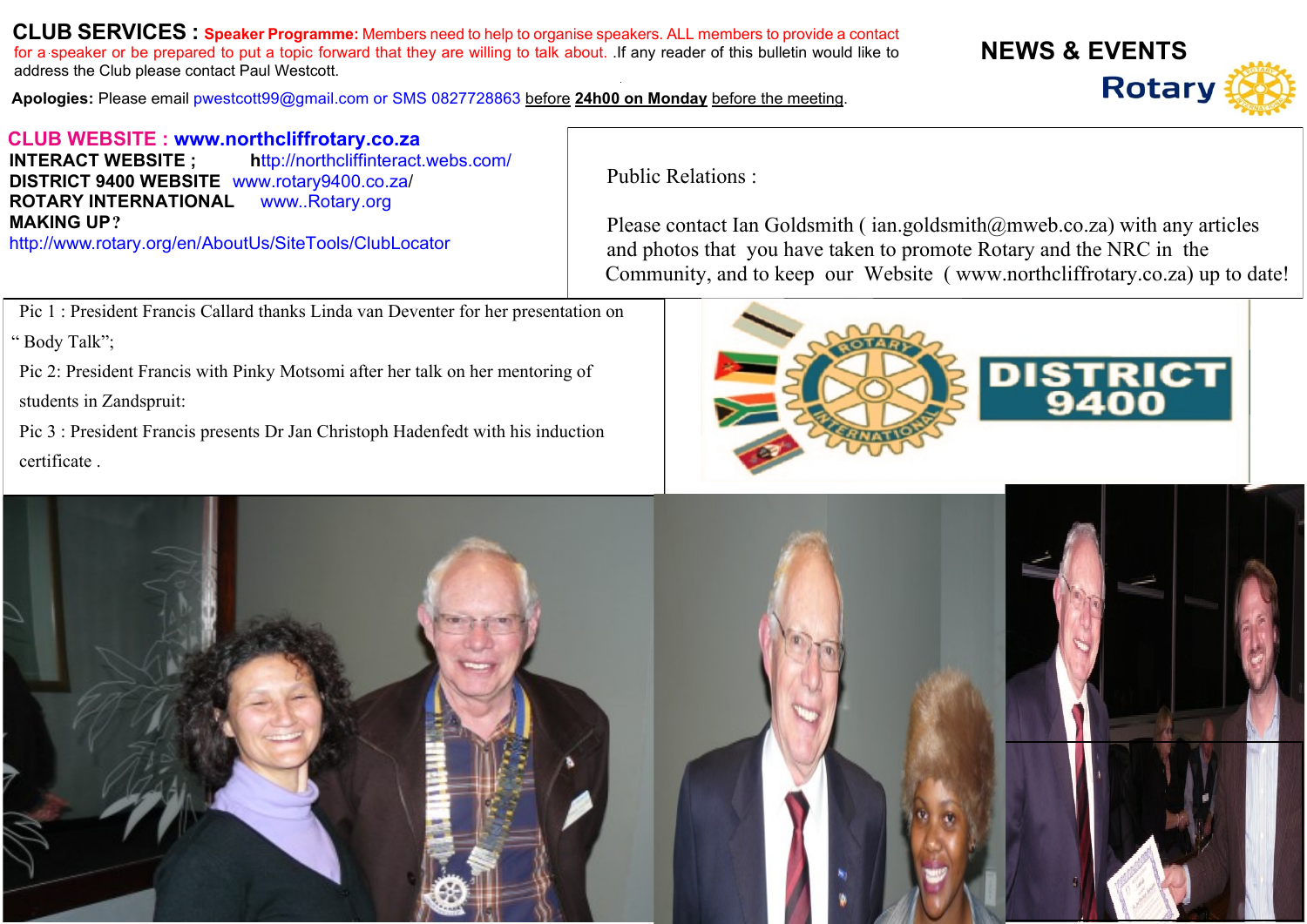**CLUB SERVICES :** **Speaker Programme:** Members need to help to organise speakers. ALL members to provide a contact for a speaker or be prepared to put a topic forward that they are willing to talk about. .If any reader of this bulletin would like to address the Club please contact Paul Westcott.

**Apologies:** Please email pwestcott99@gmail.com or SMS 0827728863 before **24h00 on Monday** before the meeting.

## NEWS & EVENTS

Rotary

**CLUB WEBSITE : www.northcliffrotary.co.za**

**INTERACT WEBSITE ;** http://northcliffinteract.webs.com/

**DISTRICT 9400 WEBSITE** www.rotary9400.co.za/

**ROTARY INTERNATIONAL** www..Rotary.org

**MAKING UP?**

http://www.rotary.org/en/AboutUs/SiteTools/ClubLocator

Public Relations :

Please contact Ian Goldsmith ( ian.goldsmith@mweb.co.za) with any articles and photos that you have taken to promote Rotary and the NRC in the Community, and to keep our Website ( www.northcliffrotary.co.za) up to date!

Pic 1 : President Francis Callard thanks Linda van Deventer for her presentation on " Body Talk";

Pic 2: President Francis with Pinky Motsomi after her talk on her mentoring of students in Zandspruit:

Pic 3 : President Francis presents Dr Jan Christoph Hadenfedt with his induction certificate .

DISTRICT 9400